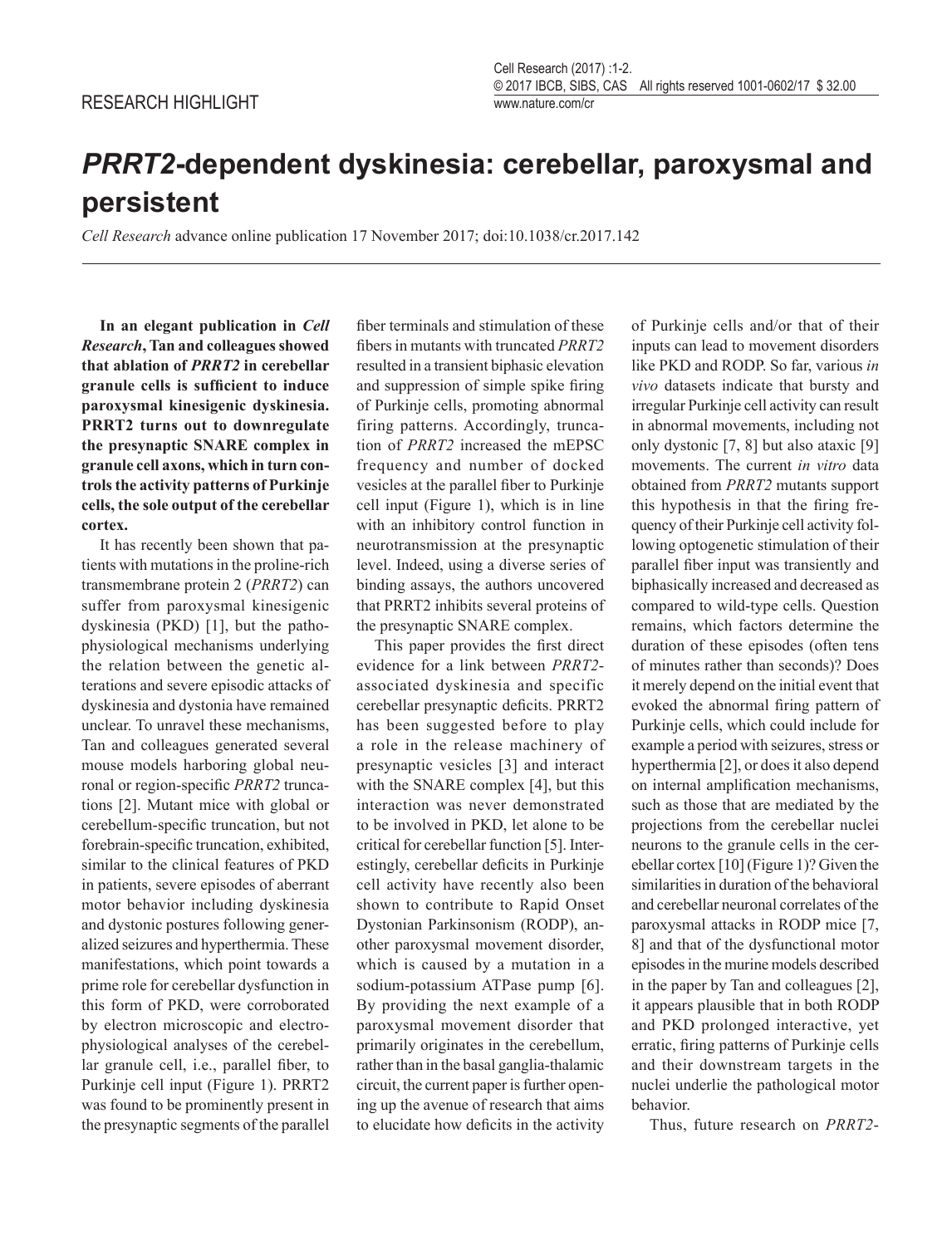RESEARCH HIGHLIGHT

# *PRRT2*-dependent dyskinesia: cerebellar, paroxysmal and persistent

*Cell Research* advance online publication 17 November 2017; doi:10.1038/cr.2017.142

**In an elegant publication in *Cell Research*, Tan and colleagues showed that ablation of *PRRT2* in cerebellar granule cells is sufficient to induce paroxysmal kinesigenic dyskinesia. PRRT2 turns out to downregulate the presynaptic SNARE complex in granule cell axons, which in turn controls the activity patterns of Purkinje cells, the sole output of the cerebellar cortex.**

It has recently been shown that patients with mutations in the proline-rich transmembrane protein 2 (*PRRT2*) can suffer from paroxysmal kinesigenic dyskinesia (PKD) [1], but the pathophysiological mechanisms underlying the relation between the genetic alterations and severe episodic attacks of dyskinesia and dystonia have remained unclear. To unravel these mechanisms, Tan and colleagues generated several mouse models harboring global neuronal or region-specific *PRRT2* truncations [2]. Mutant mice with global or cerebellum-specific truncation, but not forebrain-specific truncation, exhibited, similar to the clinical features of PKD in patients, severe episodes of aberrant motor behavior including dyskinesia and dystonic postures following generalized seizures and hyperthermia. These manifestations, which point towards a prime role for cerebellar dysfunction in this form of PKD, were corroborated by electron microscopic and electrophysiological analyses of the cerebellar granule cell, i.e., parallel fiber, to Purkinje cell input (Figure 1). PRRT2 was found to be prominently present in the presynaptic segments of the parallel fiber terminals and stimulation of these fibers in mutants with truncated *PRRT2* resulted in a transient biphasic elevation and suppression of simple spike firing of Purkinje cells, promoting abnormal firing patterns. Accordingly, truncation of *PRRT2* increased the mEPSC frequency and number of docked vesicles at the parallel fiber to Purkinje cell input (Figure 1), which is in line with an inhibitory control function in neurotransmission at the presynaptic level. Indeed, using a diverse series of binding assays, the authors uncovered that PRRT2 inhibits several proteins of the presynaptic SNARE complex.

This paper provides the first direct evidence for a link between *PRRT2*-associated dyskinesia and specific cerebellar presynaptic deficits. PRRT2 has been suggested before to play a role in the release machinery of presynaptic vesicles [3] and interact with the SNARE complex [4], but this interaction was never demonstrated to be involved in PKD, let alone to be critical for cerebellar function [5]. Interestingly, cerebellar deficits in Purkinje cell activity have recently also been shown to contribute to Rapid Onset Dystonian Parkinsonism (RODP), another paroxysmal movement disorder, which is caused by a mutation in a sodium-potassium ATPase pump [6]. By providing the next example of a paroxysmal movement disorder that primarily originates in the cerebellum, rather than in the basal ganglia-thalamic circuit, the current paper is further opening up the avenue of research that aims to elucidate how deficits in the activity of Purkinje cells and/or that of their inputs can lead to movement disorders like PKD and RODP. So far, various *in vivo* datasets indicate that bursty and irregular Purkinje cell activity can result in abnormal movements, including not only dystonic [7, 8] but also ataxic [9] movements. The current *in vitro* data obtained from *PRRT2* mutants support this hypothesis in that the firing frequency of their Purkinje cell activity following optogenetic stimulation of their parallel fiber input was transiently and biphasically increased and decreased as compared to wild-type cells. Question remains, which factors determine the duration of these episodes (often tens of minutes rather than seconds)? Does it merely depend on the initial event that evoked the abnormal firing pattern of Purkinje cells, which could include for example a period with seizures, stress or hyperthermia [2], or does it also depend on internal amplification mechanisms, such as those that are mediated by the projections from the cerebellar nuclei neurons to the granule cells in the cerebellar cortex [10] (Figure 1)? Given the similarities in duration of the behavioral and cerebellar neuronal correlates of the paroxysmal attacks in RODP mice [7, 8] and that of the dysfunctional motor episodes in the murine models described in the paper by Tan and colleagues [2], it appears plausible that in both RODP and PKD prolonged interactive, yet erratic, firing patterns of Purkinje cells and their downstream targets in the nuclei underlie the pathological motor behavior.

Thus, future research on *PRRT2*-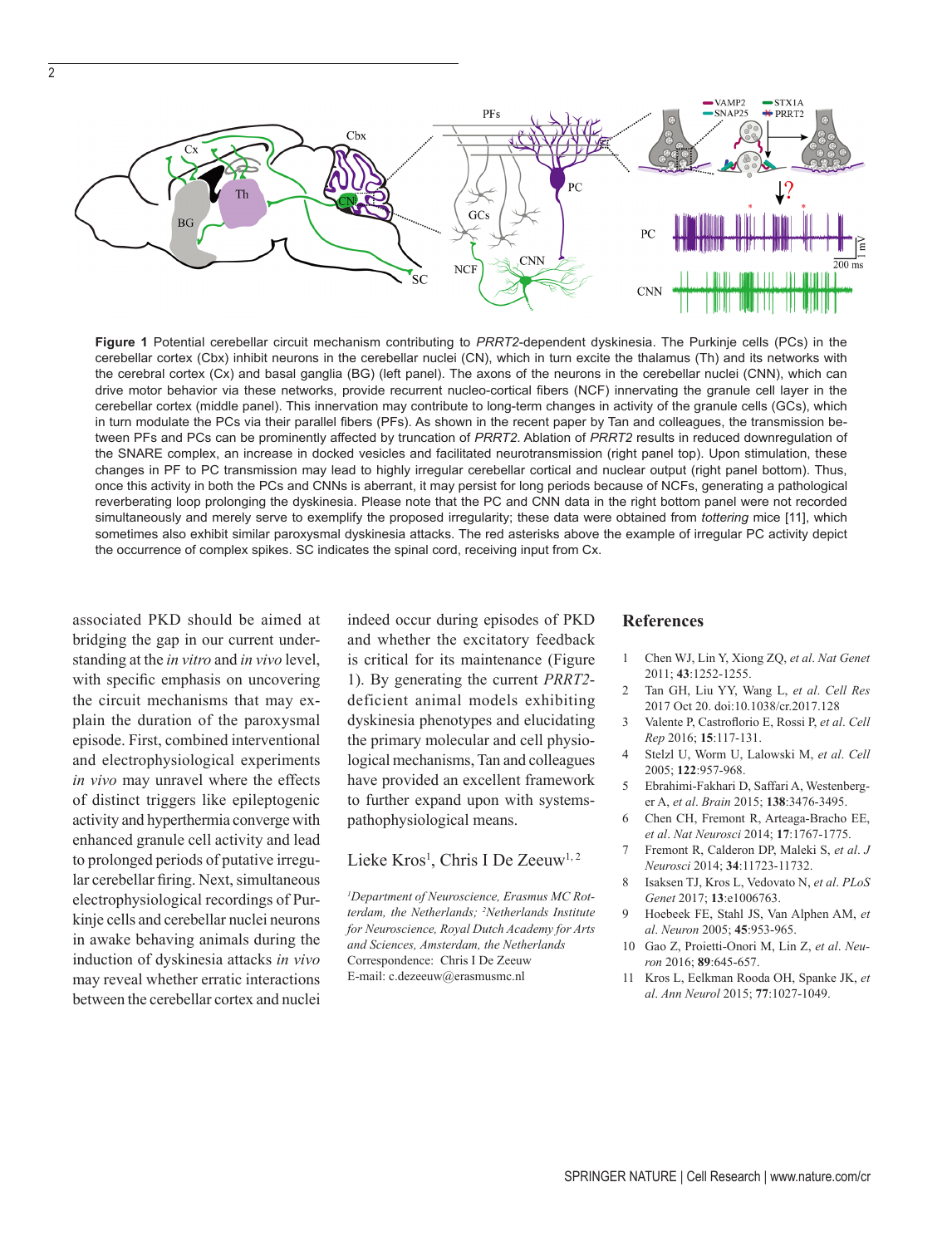PFs

Cbx

Cx

Th

BG

CN

SC

GCs

PC

NCF

CNN

VAMP2

SNAP25

STX1A

PRRT2

PC

CNN

1 mV

200 ms

**Figure 1** Potential cerebellar circuit mechanism contributing to *PRRT2*-dependent dyskinesia. The Purkinje cells (PCs) in the cerebellar cortex (Cbx) inhibit neurons in the cerebellar nuclei (CN), which in turn excite the thalamus (Th) and its networks with the cerebral cortex (Cx) and basal ganglia (BG) (left panel). The axons of the neurons in the cerebellar nuclei (CNN), which can drive motor behavior via these networks, provide recurrent nucleo-cortical fibers (NCF) innervating the granule cell layer in the cerebellar cortex (middle panel). This innervation may contribute to long-term changes in activity of the granule cells (GCs), which in turn modulate the PCs via their parallel fibers (PFs). As shown in the recent paper by Tan and colleagues, the transmission between PFs and PCs can be prominently affected by truncation of *PRRT2*. Ablation of *PRRT2* results in reduced downregulation of the SNARE complex, an increase in docked vesicles and facilitated neurotransmission (right panel top). Upon stimulation, these changes in PF to PC transmission may lead to highly irregular cerebellar cortical and nuclear output (right panel bottom). Thus, once this activity in both the PCs and CNNs is aberrant, it may persist for long periods because of NCFs, generating a pathological reverberating loop prolonging the dyskinesia. Please note that the PC and CNN data in the right bottom panel were not recorded simultaneously and merely serve to exemplify the proposed irregularity; these data were obtained from *tottering* mice [11], which sometimes also exhibit similar paroxysmal dyskinesia attacks. The red asterisks above the example of irregular PC activity depict the occurrence of complex spikes. SC indicates the spinal cord, receiving input from Cx.

associated PKD should be aimed at bridging the gap in our current understanding at the *in vitro* and *in vivo* level, with specific emphasis on uncovering the circuit mechanisms that may explain the duration of the paroxysmal episode. First, combined interventional and electrophysiological experiments *in vivo* may unravel where the effects of distinct triggers like epileptogenic activity and hyperthermia converge with enhanced granule cell activity and lead to prolonged periods of putative irregular cerebellar firing. Next, simultaneous electrophysiological recordings of Purkinje cells and cerebellar nuclei neurons in awake behaving animals during the induction of dyskinesia attacks *in vivo* may reveal whether erratic interactions between the cerebellar cortex and nuclei indeed occur during episodes of PKD and whether the excitatory feedback is critical for its maintenance (Figure 1). By generating the current *PRRT2*-deficient animal models exhibiting dyskinesia phenotypes and elucidating the primary molecular and cell physiological mechanisms, Tan and colleagues have provided an excellent framework to further expand upon with systems-pathophysiological means.

Lieke Kros[1], Chris I De Zeeuw[1, 2]

*[1]Department of Neuroscience, Erasmus MC Rotterdam, the Netherlands; [2]Netherlands Institute for Neuroscience, Royal Dutch Academy for Arts and Sciences, Amsterdam, the Netherlands*
Correspondence: Chris I De Zeeuw
E-mail: c.dezeeuw@erasmusmc.nl

## References

1. Chen WJ, Lin Y, Xiong ZQ, *et al*. *Nat Genet* 2011; **43**:1252-1255.
2. Tan GH, Liu YY, Wang L, *et al*. *Cell Res* 2017 Oct 20. doi:10.1038/cr.2017.128
3. Valente P, Castroflorio E, Rossi P, *et al*. *Cell Rep* 2016; **15**:117-131.
4. Stelzl U, Worm U, Lalowski M, *et al*. *Cell* 2005; **122**:957-968.
5. Ebrahimi-Fakhari D, Saffari A, Westenberger A, *et al*. *Brain* 2015; **138**:3476-3495.
6. Chen CH, Fremont R, Arteaga-Bracho EE, *et al*. *Nat Neurosci* 2014; **17**:1767-1775.
7. Fremont R, Calderon DP, Maleki S, *et al*. *J Neurosci* 2014; **34**:11723-11732.
8. Isaksen TJ, Kros L, Vedovato N, *et al*. *PLoS Genet* 2017; **13**:e1006763.
9. Hoebeek FE, Stahl JS, Van Alphen AM, *et al*. *Neuron* 2005; **45**:953-965.
10. Gao Z, Proietti-Onori M, Lin Z, *et al*. *Neuron* 2016; **89**:645-657.
11. Kros L, Eelkman Rooda OH, Spanke JK, *et al*. *Ann Neurol* 2015; **77**:1027-1049.